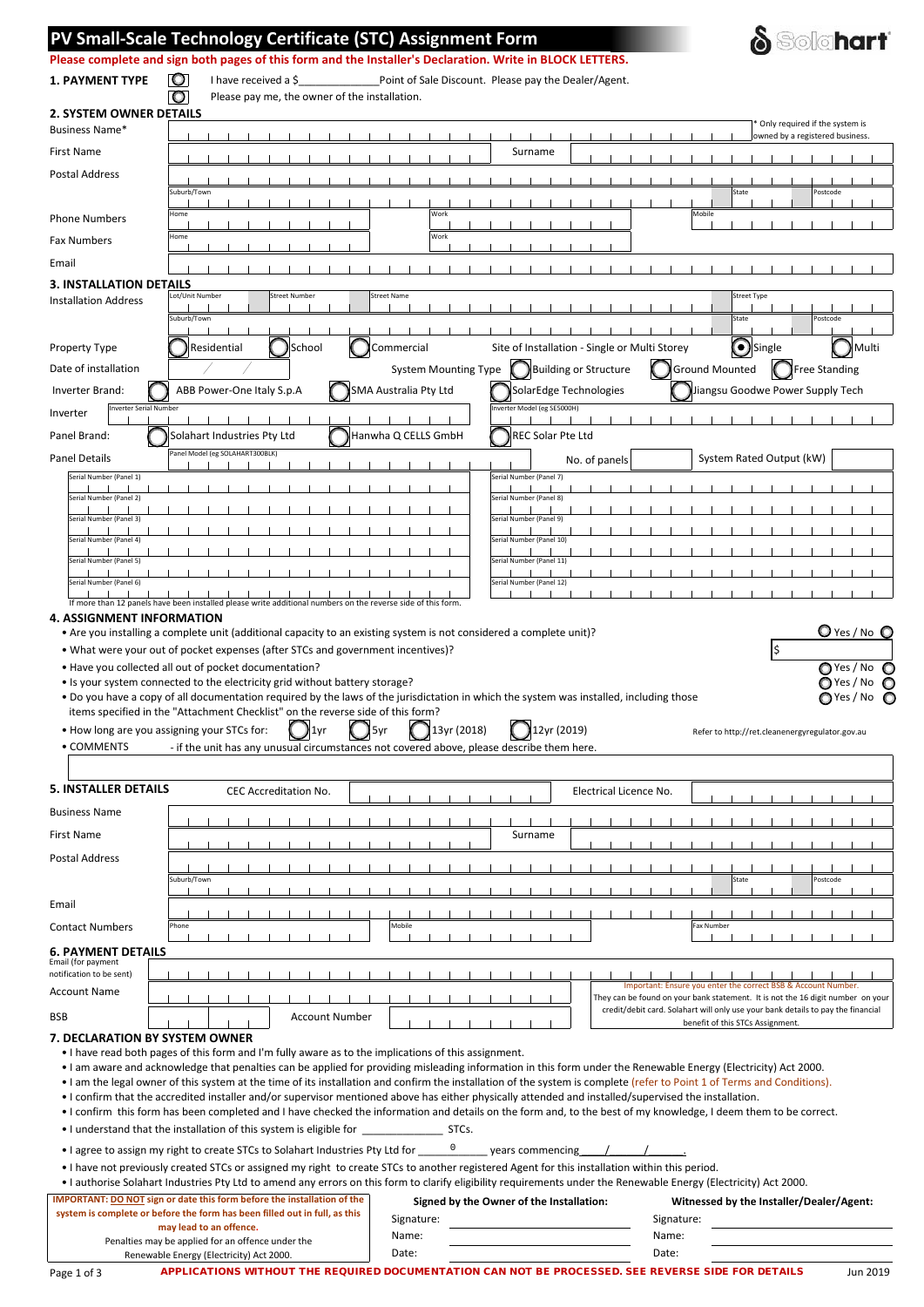# PV Small-Scale Technology Certificate (STC) Assignment Form

Solahart

**Please complete and sign both pages of this form and the Installer's Declaration. Write in BLOCK LETTERS.**

## 1. PAYMENT TYPE

- ○ I have received a $\_\_\_\_\_\_\_\_\_\_\_\_\_ Point of Sale Discount. Please pay the Dealer/Agent.
- ○ Please pay me, the owner of the installation.

## 2. SYSTEM OWNER DETAILS

Business Name* — * Only required if the system is owned by a registered business.

First Name — Surname

Postal Address — Suburb/Town — State — Postcode

Phone Numbers — Home — Work — Mobile

Fax Numbers — Home — Work

Email

## 3. INSTALLATION DETAILS

Installation Address — Lot/Unit Number — Street Number — Street Name — Street Type — Suburb/Town — State — Postcode

Property Type: ○ Residential ○ School ○ Commercial — Site of Installation - Single or Multi Storey: ● Single ○ Multi

Date of installation: / / — System Mounting Type: ○ Building or Structure ○ Ground Mounted ○ Free Standing

Inverter Brand: ○ ABB Power-One Italy S.p.A ○ SMA Australia Pty Ltd ○ SolarEdge Technologies ○ Jiangsu Goodwe Power Supply Tech

Inverter — Inverter Serial Number — Inverter Model (eg SE5000H)

Panel Brand: ○ Solahart Industries Pty Ltd ○ Hanwha Q CELLS GmbH ○ REC Solar Pte Ltd

Panel Details — Panel Model (eg SOLAHART300BLK) — No. of panels — System Rated Output (kW)

| | |
|---|---|
| Serial Number (Panel 1) | Serial Number (Panel 7) |
| Serial Number (Panel 2) | Serial Number (Panel 8) |
| Serial Number (Panel 3) | Serial Number (Panel 9) |
| Serial Number (Panel 4) | Serial Number (Panel 10) |
| Serial Number (Panel 5) | Serial Number (Panel 11) |
| Serial Number (Panel 6) | Serial Number (Panel 12) |

If more than 12 panels have been installed please write additional numbers on the reverse side of this form.

## 4. ASSIGNMENT INFORMATION

- Are you installing a complete unit (additional capacity to an existing system is not considered a complete unit)? ○ Yes / No ○
- What were your out of pocket expenses (after STCs and government incentives)? $
- Have you collected all out of pocket documentation? ○ Yes / No ○
- Is your system connected to the electricity grid without battery storage? ○ Yes / No ○
- Do you have a copy of all documentation required by the laws of the jurisdictation in which the system was installed, including those items specified in the "Attachment Checklist" on the reverse side of this form? ○ Yes / No ○
- How long are you assigning your STCs for: ○ 1yr ○ 5yr ○ 13yr (2018) ○ 12yr (2019) — Refer to http://ret.cleanenergyregulator.gov.au
- COMMENTS - if the unit has any unusual circumstances not covered above, please describe them here.

## 5. INSTALLER DETAILS

CEC Accreditation No. — Electrical Licence No.

Business Name

First Name — Surname

Postal Address — Suburb/Town — State — Postcode

Email

Contact Numbers — Phone — Mobile — Fax Number

## 6. PAYMENT DETAILS

Email (for payment notification to be sent)

Account Name

BSB — Account Number

Important: Ensure you enter the correct BSB & Account Number. They can be found on your bank statement. It is not the 16 digit number on your credit/debit card. Solahart will only use your bank details to pay the financial benefit of this STCs Assignment.

## 7. DECLARATION BY SYSTEM OWNER

- I have read both pages of this form and I'm fully aware as to the implications of this assignment.
- I am aware and acknowledge that penalties can be applied for providing misleading information in this form under the Renewable Energy (Electricity) Act 2000.
- I am the legal owner of this system at the time of its installation and confirm the installation of the system is complete (refer to Point 1 of Terms and Conditions).
- I confirm that the accredited installer and/or supervisor mentioned above has either physically attended and installed/supervised the installation.
- I confirm this form has been completed and I have checked the information and details on the form and, to the best of my knowledge, I deem them to be correct.
- I understand that the installation of this system is eligible for \_\_\_\_\_\_\_\_\_\_\_\_\_ STCs.
- I agree to assign my right to create STCs to Solahart Industries Pty Ltd for \_\_\_0\_\_\_ years commencing \_\_\_\_/\_\_\_\_/\_\_\_\_.
- I have not previously created STCs or assigned my right to create STCs to another registered Agent for this installation within this period.
- I authorise Solahart Industries Pty Ltd to amend any errors on this form to clarify eligibility requirements under the Renewable Energy (Electricity) Act 2000.

**IMPORTANT: DO NOT sign or date this form before the installation of the system is complete or before the form has been filled out in full, as this may lead to an offence.** Penalties may be applied for an offence under the Renewable Energy (Electricity) Act 2000.

| Signed by the Owner of the Installation: | Witnessed by the Installer/Dealer/Agent: |
|---|---|
| Signature: | Signature: |
| Name: | Name: |
| Date: | Date: |

**APPLICATIONS WITHOUT THE REQUIRED DOCUMENTATION CAN NOT BE PROCESSED. SEE REVERSE SIDE FOR DETAILS**

Jun 2019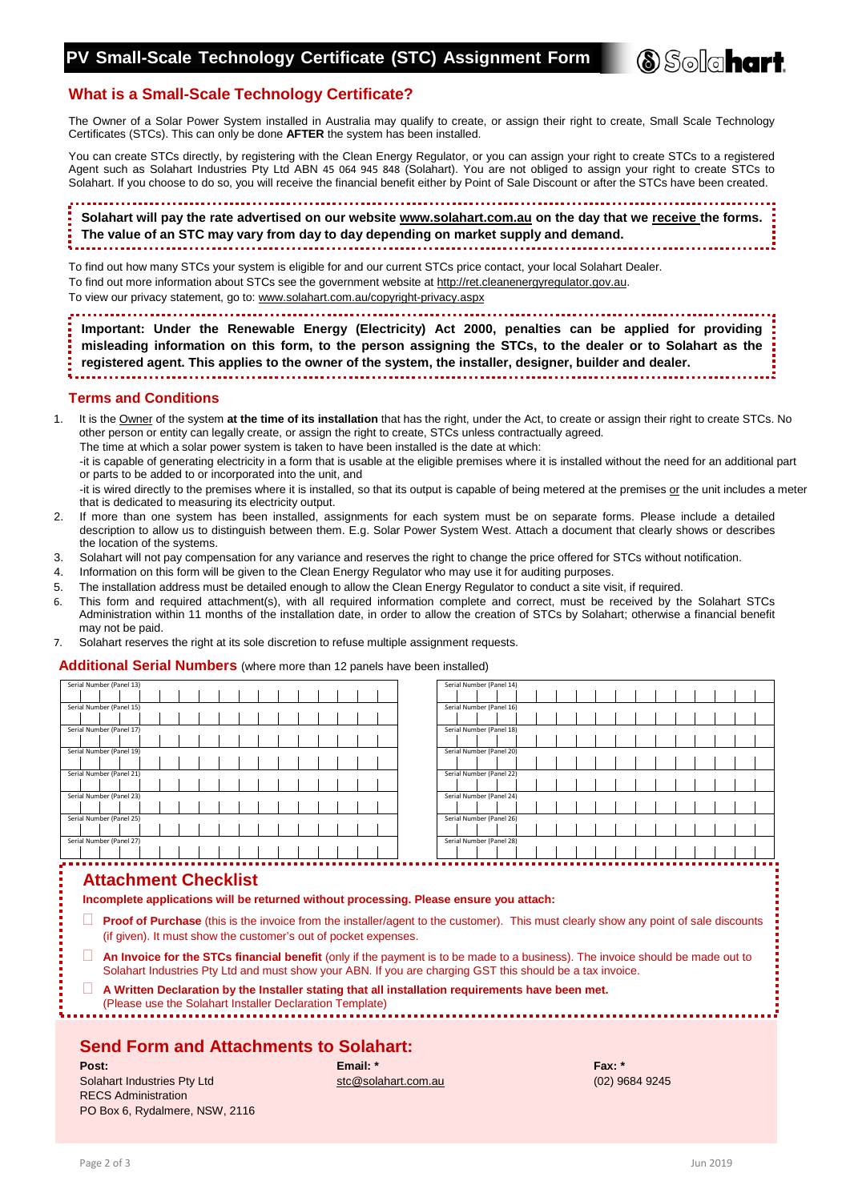# PV Small-Scale Technology Certificate (STC) Assignment Form

Solahart

## What is a Small-Scale Technology Certificate?

The Owner of a Solar Power System installed in Australia may qualify to create, or assign their right to create, Small Scale Technology Certificates (STCs). This can only be done **AFTER** the system has been installed.

You can create STCs directly, by registering with the Clean Energy Regulator, or you can assign your right to create STCs to a registered Agent such as Solahart Industries Pty Ltd ABN 45 064 945 848 (Solahart). You are not obliged to assign your right to create STCs to Solahart. If you choose to do so, you will receive the financial benefit either by Point of Sale Discount or after the STCs have been created.

**Solahart will pay the rate advertised on our website www.solahart.com.au on the day that we receive the forms. The value of an STC may vary from day to day depending on market supply and demand.**

To find out how many STCs your system is eligible for and our current STCs price contact, your local Solahart Dealer.
To find out more information about STCs see the government website at http://ret.cleanenergyregulator.gov.au.
To view our privacy statement, go to: www.solahart.com.au/copyright-privacy.aspx

**Important: Under the Renewable Energy (Electricity) Act 2000, penalties can be applied for providing misleading information on this form, to the person assigning the STCs, to the dealer or to Solahart as the registered agent. This applies to the owner of the system, the installer, designer, builder and dealer.**

### Terms and Conditions

1. It is the Owner of the system **at the time of its installation** that has the right, under the Act, to create or assign their right to create STCs. No other person or entity can legally create, or assign the right to create, STCs unless contractually agreed.
   The time at which a solar power system is taken to have been installed is the date at which:
   -it is capable of generating electricity in a form that is usable at the eligible premises where it is installed without the need for an additional part or parts to be added to or incorporated into the unit, and
   -it is wired directly to the premises where it is installed, so that its output is capable of being metered at the premises or the unit includes a meter that is dedicated to measuring its electricity output.
2. If more than one system has been installed, assignments for each system must be on separate forms. Please include a detailed description to allow us to distinguish between them. E.g. Solar Power System West. Attach a document that clearly shows or describes the location of the systems.
3. Solahart will not pay compensation for any variance and reserves the right to change the price offered for STCs without notification.
4. Information on this form will be given to the Clean Energy Regulator who may use it for auditing purposes.
5. The installation address must be detailed enough to allow the Clean Energy Regulator to conduct a site visit, if required.
6. This form and required attachment(s), with all required information complete and correct, must be received by the Solahart STCs Administration within 11 months of the installation date, in order to allow the creation of STCs by Solahart; otherwise a financial benefit may not be paid.
7. Solahart reserves the right at its sole discretion to refuse multiple assignment requests.

### Additional Serial Numbers (where more than 12 panels have been installed)

| Serial Number (Panel 13) | Serial Number (Panel 14) |
|---|---|
| | |
| Serial Number (Panel 15) | Serial Number (Panel 16) |
| | |
| Serial Number (Panel 17) | Serial Number (Panel 18) |
| | |
| Serial Number (Panel 19) | Serial Number (Panel 20) |
| | |
| Serial Number (Panel 21) | Serial Number (Panel 22) |
| | |
| Serial Number (Panel 23) | Serial Number (Panel 24) |
| | |
| Serial Number (Panel 25) | Serial Number (Panel 26) |
| | |
| Serial Number (Panel 27) | Serial Number (Panel 28) |
| | |

### Attachment Checklist

**Incomplete applications will be returned without processing. Please ensure you attach:**

- ☐ **Proof of Purchase** (this is the invoice from the installer/agent to the customer). This must clearly show any point of sale discounts (if given). It must show the customer's out of pocket expenses.
- ☐ **An Invoice for the STCs financial benefit** (only if the payment is to be made to a business). The invoice should be made out to Solahart Industries Pty Ltd and must show your ABN. If you are charging GST this should be a tax invoice.
- ☐ **A Written Declaration by the Installer stating that all installation requirements have been met.** (Please use the Solahart Installer Declaration Template)

## Send Form and Attachments to Solahart:

**Post:**
Solahart Industries Pty Ltd
RECS Administration
PO Box 6, Rydalmere, NSW, 2116

**Email: ***
stc@solahart.com.au

**Fax: ***
(02) 9684 9245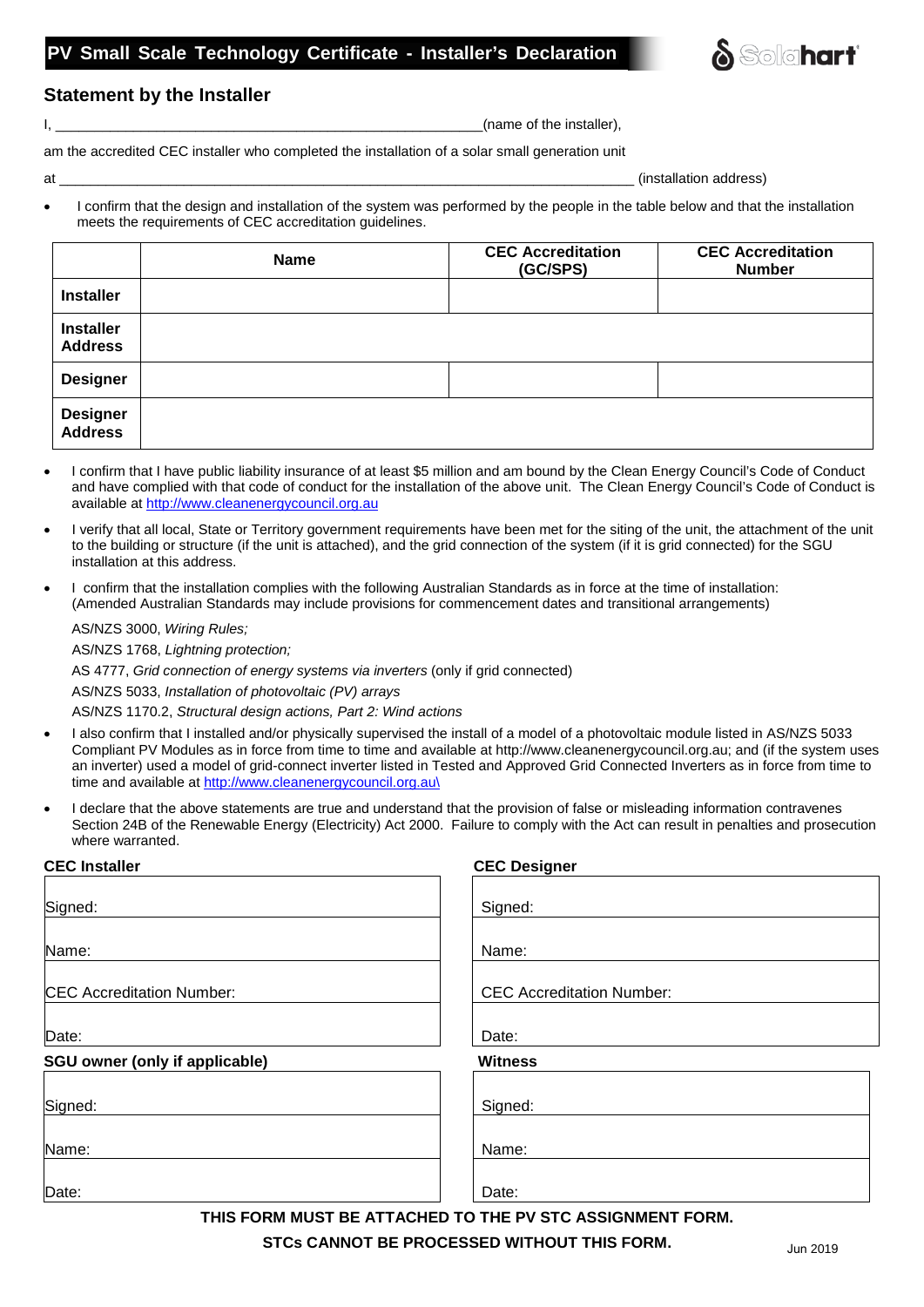## PV Small Scale Technology Certificate - Installer's Declaration

### Statement by the Installer

I, \_\_\_\_\_\_\_\_\_\_\_\_\_\_\_\_\_\_\_\_\_\_\_\_\_\_\_\_\_\_\_\_\_\_\_\_\_\_\_\_\_\_\_\_\_\_\_\_\_\_\_\_(name of the installer),

am the accredited CEC installer who completed the installation of a solar small generation unit

at \_\_\_\_\_\_\_\_\_\_\_\_\_\_\_\_\_\_\_\_\_\_\_\_\_\_\_\_\_\_\_\_\_\_\_\_\_\_\_\_\_\_\_\_\_\_\_\_\_\_\_\_\_\_\_\_\_\_\_\_\_\_\_\_\_\_\_\_\_\_\_\_ (installation address)

- I confirm that the design and installation of the system was performed by the people in the table below and that the installation meets the requirements of CEC accreditation guidelines.

| | Name | CEC Accreditation (GC/SPS) | CEC Accreditation Number |
|---|---|---|---|
| **Installer** | | | |
| **Installer Address** | | | |
| **Designer** | | | |
| **Designer Address** | | | |

- I confirm that I have public liability insurance of at least $5 million and am bound by the Clean Energy Council's Code of Conduct and have complied with that code of conduct for the installation of the above unit. The Clean Energy Council's Code of Conduct is available at http://www.cleanenergycouncil.org.au
- I verify that all local, State or Territory government requirements have been met for the siting of the unit, the attachment of the unit to the building or structure (if the unit is attached), and the grid connection of the system (if it is grid connected) for the SGU installation at this address.
- I confirm that the installation complies with the following Australian Standards as in force at the time of installation: (Amended Australian Standards may include provisions for commencement dates and transitional arrangements)

  AS/NZS 3000, *Wiring Rules;*

  AS/NZS 1768, *Lightning protection;*

  AS 4777, *Grid connection of energy systems via inverters* (only if grid connected)

  AS/NZS 5033, *Installation of photovoltaic (PV) arrays*

  AS/NZS 1170.2, *Structural design actions, Part 2: Wind actions*

- I also confirm that I installed and/or physically supervised the install of a model of a photovoltaic module listed in AS/NZS 5033 Compliant PV Modules as in force from time to time and available at http://www.cleanenergycouncil.org.au; and (if the system uses an inverter) used a model of grid-connect inverter listed in Tested and Approved Grid Connected Inverters as in force from time to time and available at http://www.cleanenergycouncil.org.au\
- I declare that the above statements are true and understand that the provision of false or misleading information contravenes Section 24B of the Renewable Energy (Electricity) Act 2000. Failure to comply with the Act can result in penalties and prosecution where warranted.

**CEC Installer**

| |
|---|
| Signed: |
| Name: |
| CEC Accreditation Number: |
| Date: |

**CEC Designer**

| |
|---|
| Signed: |
| Name: |
| CEC Accreditation Number: |
| Date: |

**SGU owner (only if applicable)**

| |
|---|
| Signed: |
| Name: |
| Date: |

**Witness**

| |
|---|
| Signed: |
| Name: |
| Date: |

**THIS FORM MUST BE ATTACHED TO THE PV STC ASSIGNMENT FORM.**

**STCs CANNOT BE PROCESSED WITHOUT THIS FORM.**

Jun 2019